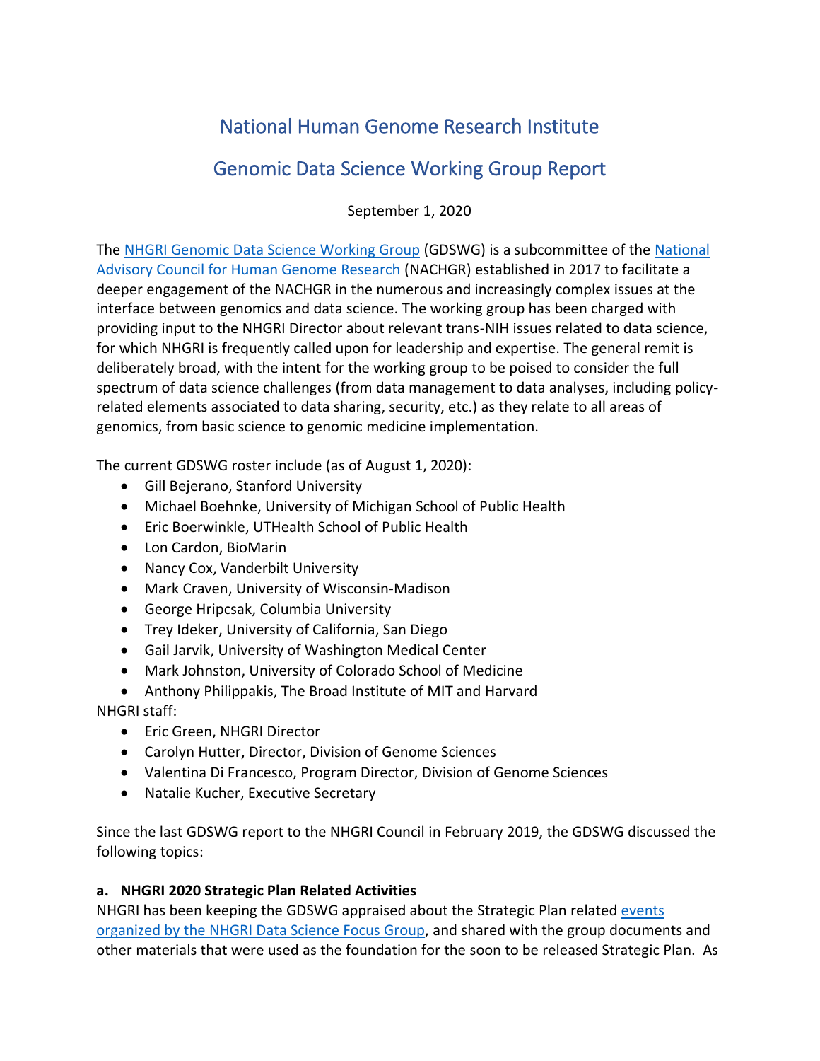# National Human Genome Research Institute

# Genomic Data Science Working Group Report

September 1, 2020

The NHGRI Genomic Data Science Working Group (GDSWG) is a subcommittee of the National Advisory Council for Human Genome Research (NACHGR) established in 2017 to facilitate a deeper engagement of the NACHGR in the numerous and increasingly complex issues at the interface between genomics and data science. The working group has been charged with providing input to the NHGRI Director about relevant trans-NIH issues related to data science, for which NHGRI is frequently called upon for leadership and expertise. The general remit is deliberately broad, with the intent for the working group to be poised to consider the full spectrum of data science challenges (from data management to data analyses, including policy-related elements associated to data sharing, security, etc.) as they relate to all areas of genomics, from basic science to genomic medicine implementation.

The current GDSWG roster include (as of August 1, 2020):

- Gill Bejerano, Stanford University
- Michael Boehnke, University of Michigan School of Public Health
- Eric Boerwinkle, UTHealth School of Public Health
- Lon Cardon, BioMarin
- Nancy Cox, Vanderbilt University
- Mark Craven, University of Wisconsin-Madison
- George Hripcsak, Columbia University
- Trey Ideker, University of California, San Diego
- Gail Jarvik, University of Washington Medical Center
- Mark Johnston, University of Colorado School of Medicine
- Anthony Philippakis, The Broad Institute of MIT and Harvard

NHGRI staff:

- Eric Green, NHGRI Director
- Carolyn Hutter, Director, Division of Genome Sciences
- Valentina Di Francesco, Program Director, Division of Genome Sciences
- Natalie Kucher, Executive Secretary

Since the last GDSWG report to the NHGRI Council in February 2019, the GDSWG discussed the following topics:

**a. NHGRI 2020 Strategic Plan Related Activities**

NHGRI has been keeping the GDSWG appraised about the Strategic Plan related events organized by the NHGRI Data Science Focus Group, and shared with the group documents and other materials that were used as the foundation for the soon to be released Strategic Plan. As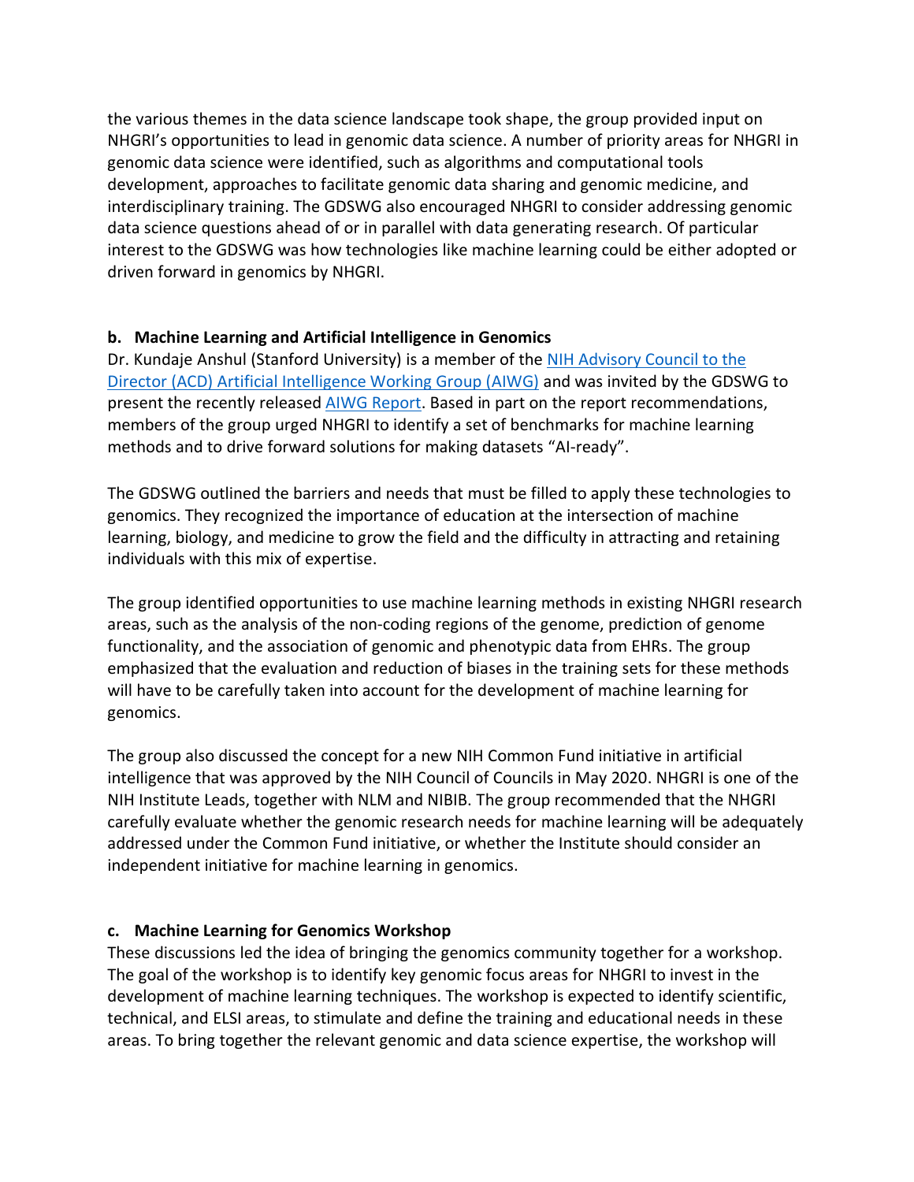the various themes in the data science landscape took shape, the group provided input on NHGRI's opportunities to lead in genomic data science. A number of priority areas for NHGRI in genomic data science were identified, such as algorithms and computational tools development, approaches to facilitate genomic data sharing and genomic medicine, and interdisciplinary training. The GDSWG also encouraged NHGRI to consider addressing genomic data science questions ahead of or in parallel with data generating research. Of particular interest to the GDSWG was how technologies like machine learning could be either adopted or driven forward in genomics by NHGRI.

**b. Machine Learning and Artificial Intelligence in Genomics**

Dr. Kundaje Anshul (Stanford University) is a member of the [NIH Advisory Council to the Director (ACD) Artificial Intelligence Working Group (AIWG)] and was invited by the GDSWG to present the recently released [AIWG Report]. Based in part on the report recommendations, members of the group urged NHGRI to identify a set of benchmarks for machine learning methods and to drive forward solutions for making datasets "AI-ready".

The GDSWG outlined the barriers and needs that must be filled to apply these technologies to genomics. They recognized the importance of education at the intersection of machine learning, biology, and medicine to grow the field and the difficulty in attracting and retaining individuals with this mix of expertise.

The group identified opportunities to use machine learning methods in existing NHGRI research areas, such as the analysis of the non-coding regions of the genome, prediction of genome functionality, and the association of genomic and phenotypic data from EHRs. The group emphasized that the evaluation and reduction of biases in the training sets for these methods will have to be carefully taken into account for the development of machine learning for genomics.

The group also discussed the concept for a new NIH Common Fund initiative in artificial intelligence that was approved by the NIH Council of Councils in May 2020. NHGRI is one of the NIH Institute Leads, together with NLM and NIBIB. The group recommended that the NHGRI carefully evaluate whether the genomic research needs for machine learning will be adequately addressed under the Common Fund initiative, or whether the Institute should consider an independent initiative for machine learning in genomics.

**c. Machine Learning for Genomics Workshop**

These discussions led the idea of bringing the genomics community together for a workshop. The goal of the workshop is to identify key genomic focus areas for NHGRI to invest in the development of machine learning techniques. The workshop is expected to identify scientific, technical, and ELSI areas, to stimulate and define the training and educational needs in these areas. To bring together the relevant genomic and data science expertise, the workshop will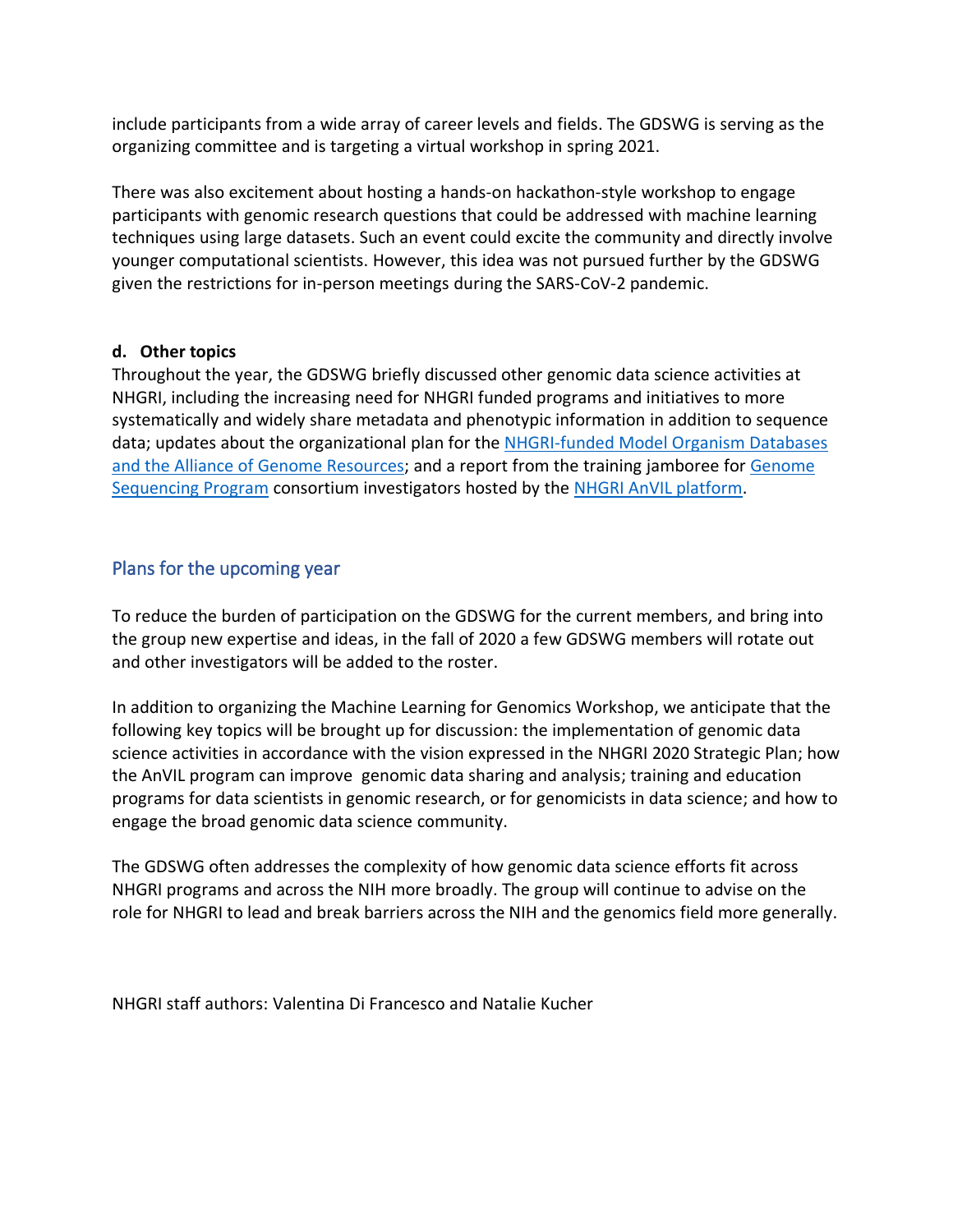include participants from a wide array of career levels and fields. The GDSWG is serving as the organizing committee and is targeting a virtual workshop in spring 2021.

There was also excitement about hosting a hands-on hackathon-style workshop to engage participants with genomic research questions that could be addressed with machine learning techniques using large datasets. Such an event could excite the community and directly involve younger computational scientists. However, this idea was not pursued further by the GDSWG given the restrictions for in-person meetings during the SARS-CoV-2 pandemic.

**d. Other topics**

Throughout the year, the GDSWG briefly discussed other genomic data science activities at NHGRI, including the increasing need for NHGRI funded programs and initiatives to more systematically and widely share metadata and phenotypic information in addition to sequence data; updates about the organizational plan for the NHGRI-funded Model Organism Databases and the Alliance of Genome Resources; and a report from the training jamboree for Genome Sequencing Program consortium investigators hosted by the NHGRI AnVIL platform.

## Plans for the upcoming year

To reduce the burden of participation on the GDSWG for the current members, and bring into the group new expertise and ideas, in the fall of 2020 a few GDSWG members will rotate out and other investigators will be added to the roster.

In addition to organizing the Machine Learning for Genomics Workshop, we anticipate that the following key topics will be brought up for discussion: the implementation of genomic data science activities in accordance with the vision expressed in the NHGRI 2020 Strategic Plan; how the AnVIL program can improve genomic data sharing and analysis; training and education programs for data scientists in genomic research, or for genomicists in data science; and how to engage the broad genomic data science community.

The GDSWG often addresses the complexity of how genomic data science efforts fit across NHGRI programs and across the NIH more broadly. The group will continue to advise on the role for NHGRI to lead and break barriers across the NIH and the genomics field more generally.

NHGRI staff authors: Valentina Di Francesco and Natalie Kucher